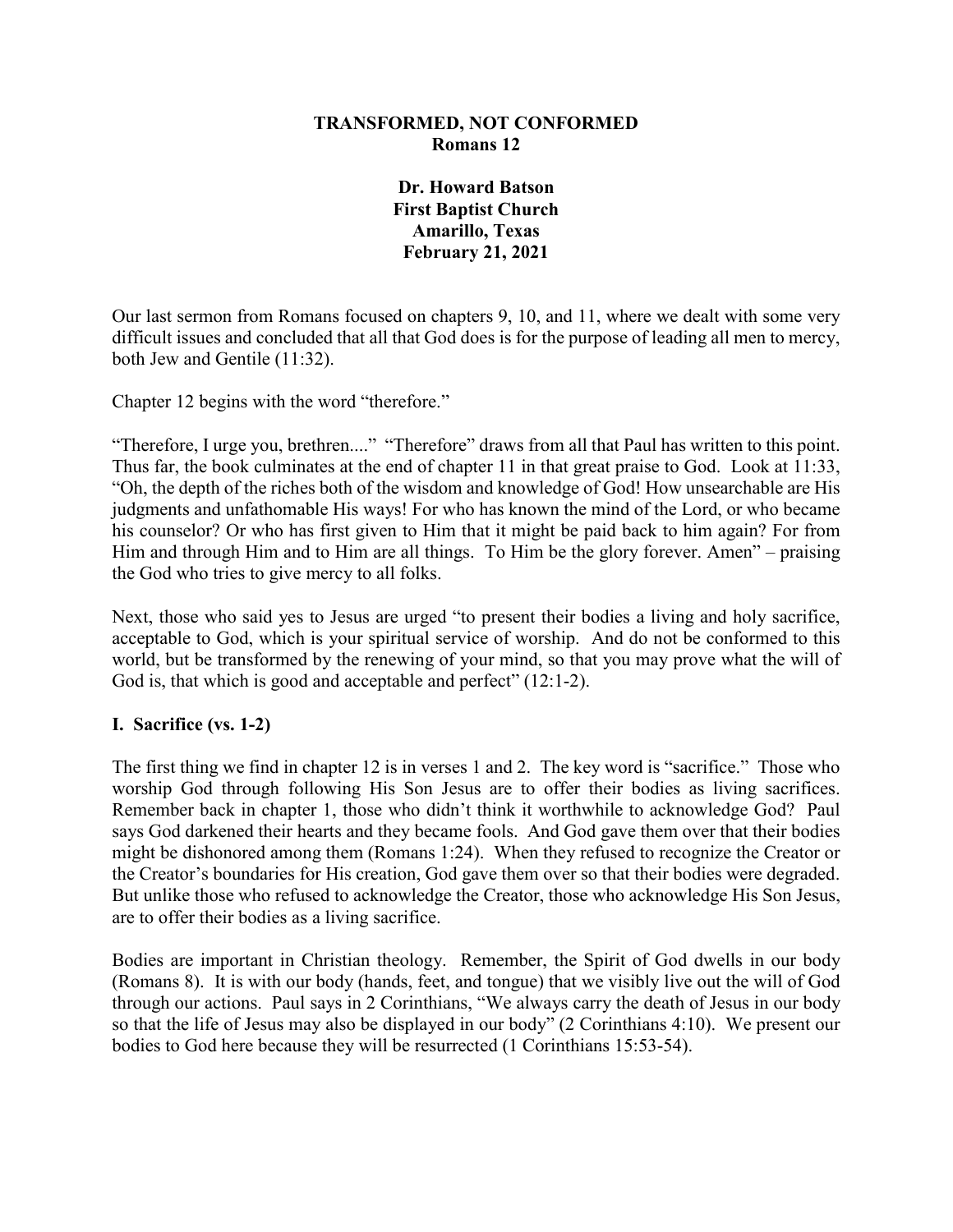**TRANSFORMED, NOT CONFORMED**
**Romans 12**

**Dr. Howard Batson**
**First Baptist Church**
**Amarillo, Texas**
**February 21, 2021**

Our last sermon from Romans focused on chapters 9, 10, and 11, where we dealt with some very difficult issues and concluded that all that God does is for the purpose of leading all men to mercy, both Jew and Gentile (11:32).

Chapter 12 begins with the word "therefore."

"Therefore, I urge you, brethren...." "Therefore" draws from all that Paul has written to this point. Thus far, the book culminates at the end of chapter 11 in that great praise to God. Look at 11:33, "Oh, the depth of the riches both of the wisdom and knowledge of God! How unsearchable are His judgments and unfathomable His ways! For who has known the mind of the Lord, or who became his counselor? Or who has first given to Him that it might be paid back to him again? For from Him and through Him and to Him are all things. To Him be the glory forever. Amen" – praising the God who tries to give mercy to all folks.

Next, those who said yes to Jesus are urged "to present their bodies a living and holy sacrifice, acceptable to God, which is your spiritual service of worship. And do not be conformed to this world, but be transformed by the renewing of your mind, so that you may prove what the will of God is, that which is good and acceptable and perfect" (12:1-2).

## I. Sacrifice (vs. 1-2)

The first thing we find in chapter 12 is in verses 1 and 2. The key word is "sacrifice." Those who worship God through following His Son Jesus are to offer their bodies as living sacrifices. Remember back in chapter 1, those who didn't think it worthwhile to acknowledge God? Paul says God darkened their hearts and they became fools. And God gave them over that their bodies might be dishonored among them (Romans 1:24). When they refused to recognize the Creator or the Creator's boundaries for His creation, God gave them over so that their bodies were degraded. But unlike those who refused to acknowledge the Creator, those who acknowledge His Son Jesus, are to offer their bodies as a living sacrifice.

Bodies are important in Christian theology. Remember, the Spirit of God dwells in our body (Romans 8). It is with our body (hands, feet, and tongue) that we visibly live out the will of God through our actions. Paul says in 2 Corinthians, "We always carry the death of Jesus in our body so that the life of Jesus may also be displayed in our body" (2 Corinthians 4:10). We present our bodies to God here because they will be resurrected (1 Corinthians 15:53-54).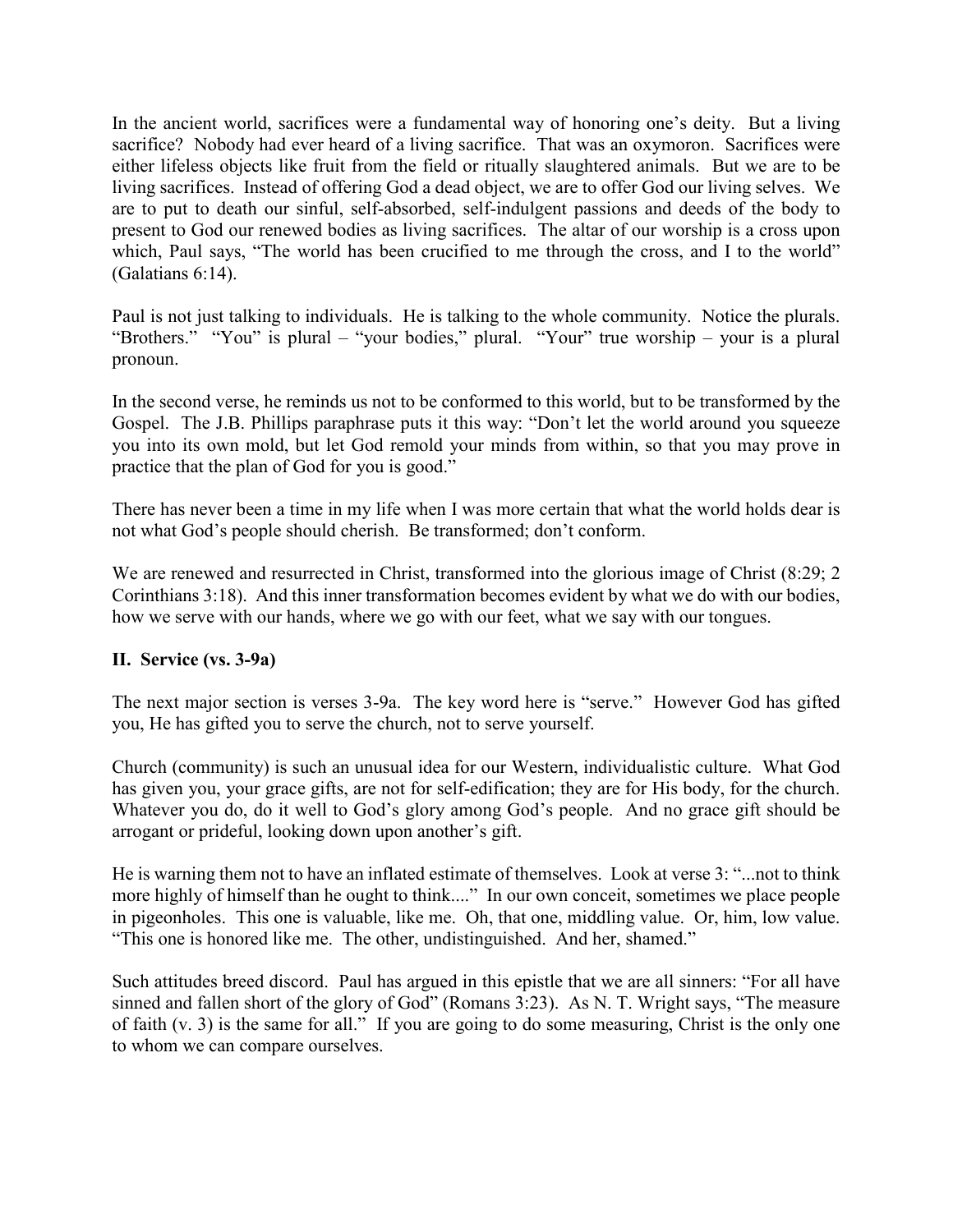In the ancient world, sacrifices were a fundamental way of honoring one's deity. But a living sacrifice? Nobody had ever heard of a living sacrifice. That was an oxymoron. Sacrifices were either lifeless objects like fruit from the field or ritually slaughtered animals. But we are to be living sacrifices. Instead of offering God a dead object, we are to offer God our living selves. We are to put to death our sinful, self-absorbed, self-indulgent passions and deeds of the body to present to God our renewed bodies as living sacrifices. The altar of our worship is a cross upon which, Paul says, "The world has been crucified to me through the cross, and I to the world" (Galatians 6:14).

Paul is not just talking to individuals. He is talking to the whole community. Notice the plurals. "Brothers." "You" is plural – "your bodies," plural. "Your" true worship – your is a plural pronoun.

In the second verse, he reminds us not to be conformed to this world, but to be transformed by the Gospel. The J.B. Phillips paraphrase puts it this way: "Don't let the world around you squeeze you into its own mold, but let God remold your minds from within, so that you may prove in practice that the plan of God for you is good."

There has never been a time in my life when I was more certain that what the world holds dear is not what God's people should cherish. Be transformed; don't conform.

We are renewed and resurrected in Christ, transformed into the glorious image of Christ (8:29; 2 Corinthians 3:18). And this inner transformation becomes evident by what we do with our bodies, how we serve with our hands, where we go with our feet, what we say with our tongues.

### II. Service (vs. 3-9a)

The next major section is verses 3-9a. The key word here is "serve." However God has gifted you, He has gifted you to serve the church, not to serve yourself.

Church (community) is such an unusual idea for our Western, individualistic culture. What God has given you, your grace gifts, are not for self-edification; they are for His body, for the church. Whatever you do, do it well to God's glory among God's people. And no grace gift should be arrogant or prideful, looking down upon another's gift.

He is warning them not to have an inflated estimate of themselves. Look at verse 3: "...not to think more highly of himself than he ought to think...." In our own conceit, sometimes we place people in pigeonholes. This one is valuable, like me. Oh, that one, middling value. Or, him, low value. "This one is honored like me. The other, undistinguished. And her, shamed."

Such attitudes breed discord. Paul has argued in this epistle that we are all sinners: "For all have sinned and fallen short of the glory of God" (Romans 3:23). As N. T. Wright says, "The measure of faith (v. 3) is the same for all." If you are going to do some measuring, Christ is the only one to whom we can compare ourselves.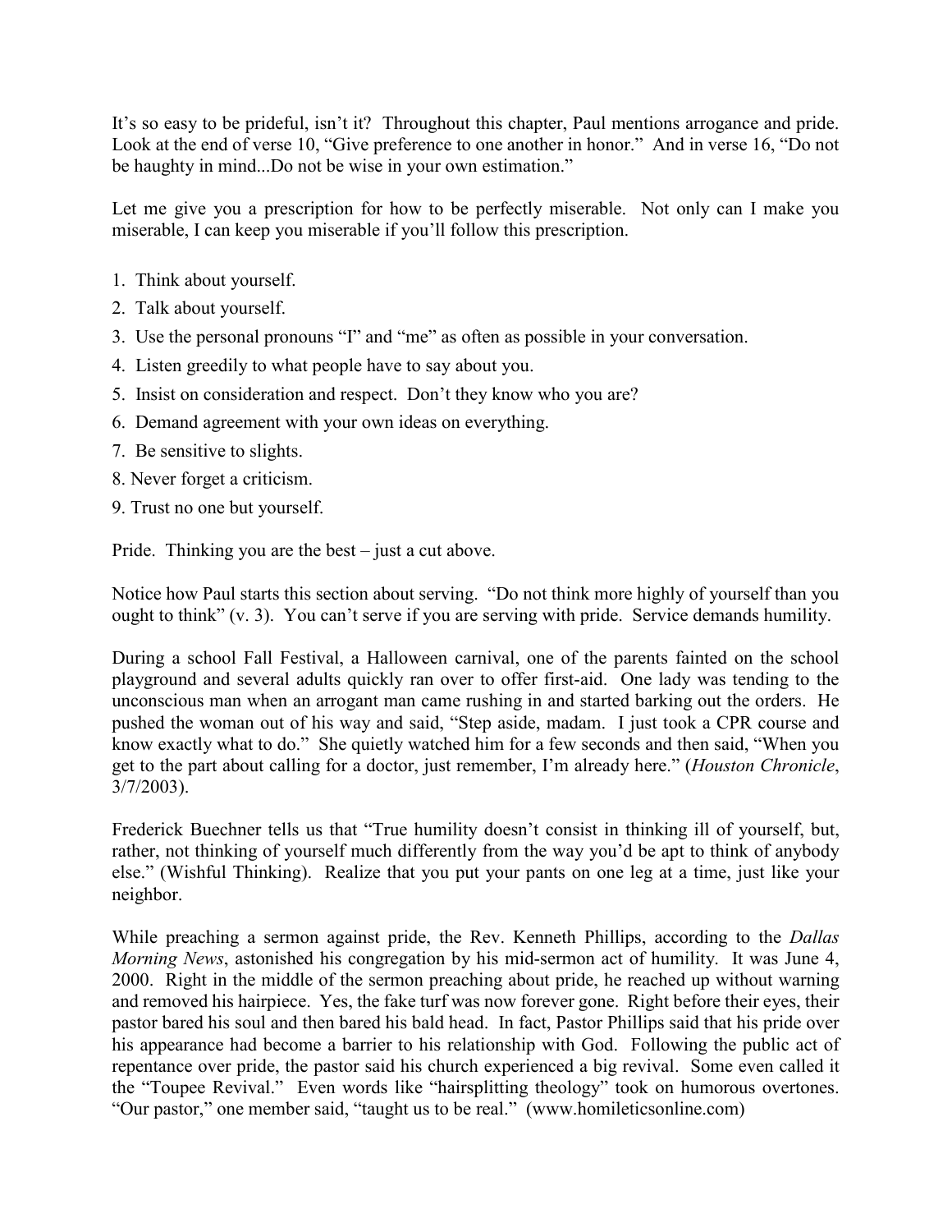It's so easy to be prideful, isn't it? Throughout this chapter, Paul mentions arrogance and pride. Look at the end of verse 10, "Give preference to one another in honor." And in verse 16, "Do not be haughty in mind...Do not be wise in your own estimation."

Let me give you a prescription for how to be perfectly miserable. Not only can I make you miserable, I can keep you miserable if you'll follow this prescription.

1. Think about yourself.
2. Talk about yourself.
3. Use the personal pronouns "I" and "me" as often as possible in your conversation.
4. Listen greedily to what people have to say about you.
5. Insist on consideration and respect. Don't they know who you are?
6. Demand agreement with your own ideas on everything.
7. Be sensitive to slights.
8. Never forget a criticism.
9. Trust no one but yourself.

Pride. Thinking you are the best – just a cut above.

Notice how Paul starts this section about serving. "Do not think more highly of yourself than you ought to think" (v. 3). You can't serve if you are serving with pride. Service demands humility.

During a school Fall Festival, a Halloween carnival, one of the parents fainted on the school playground and several adults quickly ran over to offer first-aid. One lady was tending to the unconscious man when an arrogant man came rushing in and started barking out the orders. He pushed the woman out of his way and said, "Step aside, madam. I just took a CPR course and know exactly what to do." She quietly watched him for a few seconds and then said, "When you get to the part about calling for a doctor, just remember, I'm already here." (*Houston Chronicle*, 3/7/2003).

Frederick Buechner tells us that "True humility doesn't consist in thinking ill of yourself, but, rather, not thinking of yourself much differently from the way you'd be apt to think of anybody else." (Wishful Thinking). Realize that you put your pants on one leg at a time, just like your neighbor.

While preaching a sermon against pride, the Rev. Kenneth Phillips, according to the *Dallas Morning News*, astonished his congregation by his mid-sermon act of humility. It was June 4, 2000. Right in the middle of the sermon preaching about pride, he reached up without warning and removed his hairpiece. Yes, the fake turf was now forever gone. Right before their eyes, their pastor bared his soul and then bared his bald head. In fact, Pastor Phillips said that his pride over his appearance had become a barrier to his relationship with God. Following the public act of repentance over pride, the pastor said his church experienced a big revival. Some even called it the "Toupee Revival." Even words like "hairsplitting theology" took on humorous overtones. "Our pastor," one member said, "taught us to be real." (www.homileticsonline.com)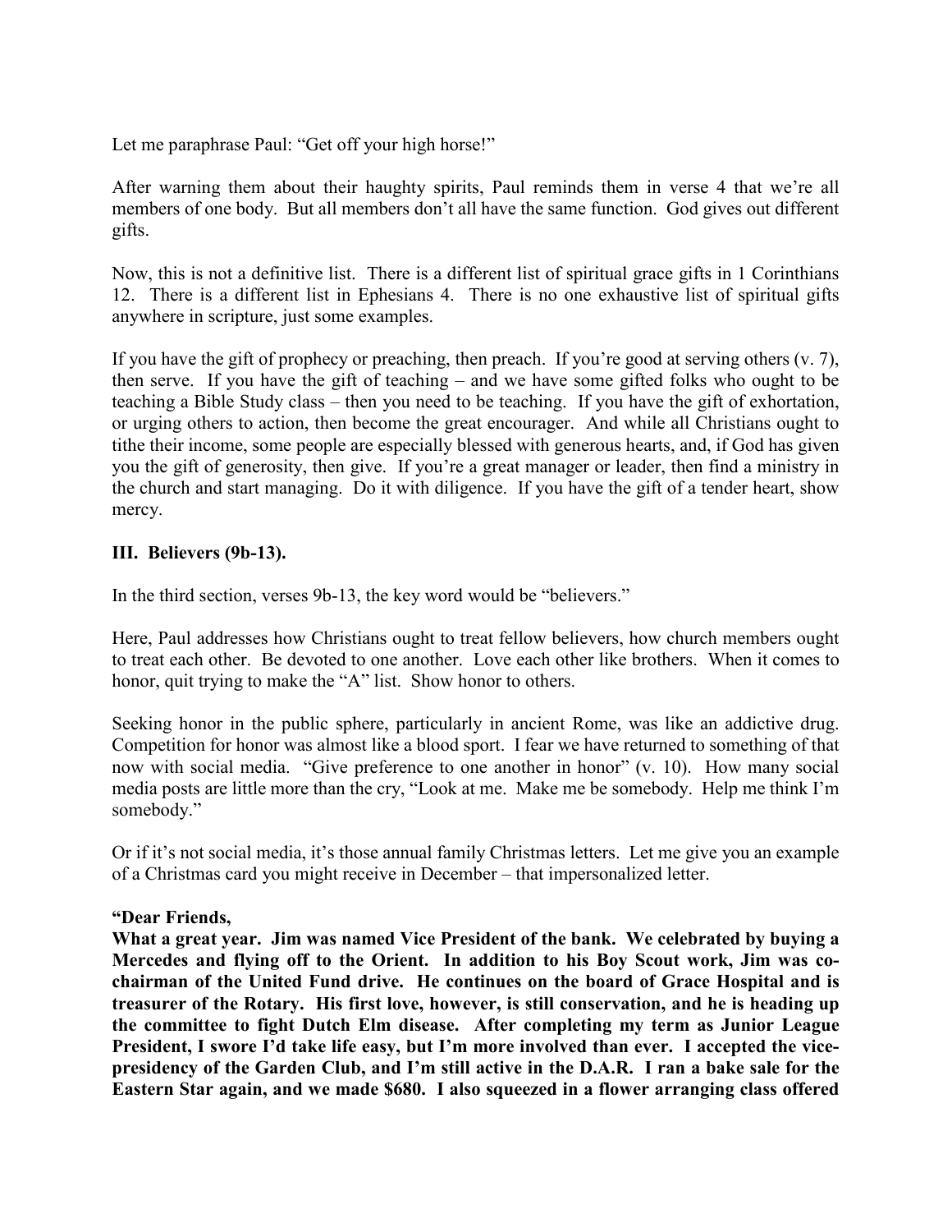Let me paraphrase Paul: "Get off your high horse!"

After warning them about their haughty spirits, Paul reminds them in verse 4 that we're all members of one body. But all members don't all have the same function. God gives out different gifts.

Now, this is not a definitive list. There is a different list of spiritual grace gifts in 1 Corinthians 12. There is a different list in Ephesians 4. There is no one exhaustive list of spiritual gifts anywhere in scripture, just some examples.

If you have the gift of prophecy or preaching, then preach. If you're good at serving others (v. 7), then serve. If you have the gift of teaching – and we have some gifted folks who ought to be teaching a Bible Study class – then you need to be teaching. If you have the gift of exhortation, or urging others to action, then become the great encourager. And while all Christians ought to tithe their income, some people are especially blessed with generous hearts, and, if God has given you the gift of generosity, then give. If you're a great manager or leader, then find a ministry in the church and start managing. Do it with diligence. If you have the gift of a tender heart, show mercy.

**III. Believers (9b-13).**

In the third section, verses 9b-13, the key word would be "believers."

Here, Paul addresses how Christians ought to treat fellow believers, how church members ought to treat each other. Be devoted to one another. Love each other like brothers. When it comes to honor, quit trying to make the "A" list. Show honor to others.

Seeking honor in the public sphere, particularly in ancient Rome, was like an addictive drug. Competition for honor was almost like a blood sport. I fear we have returned to something of that now with social media. "Give preference to one another in honor" (v. 10). How many social media posts are little more than the cry, "Look at me. Make me be somebody. Help me think I'm somebody."

Or if it's not social media, it's those annual family Christmas letters. Let me give you an example of a Christmas card you might receive in December – that impersonalized letter.

**"Dear Friends,**
**What a great year. Jim was named Vice President of the bank. We celebrated by buying a Mercedes and flying off to the Orient. In addition to his Boy Scout work, Jim was co-chairman of the United Fund drive. He continues on the board of Grace Hospital and is treasurer of the Rotary. His first love, however, is still conservation, and he is heading up the committee to fight Dutch Elm disease. After completing my term as Junior League President, I swore I'd take life easy, but I'm more involved than ever. I accepted the vice-presidency of the Garden Club, and I'm still active in the D.A.R. I ran a bake sale for the Eastern Star again, and we made $680. I also squeezed in a flower arranging class offered**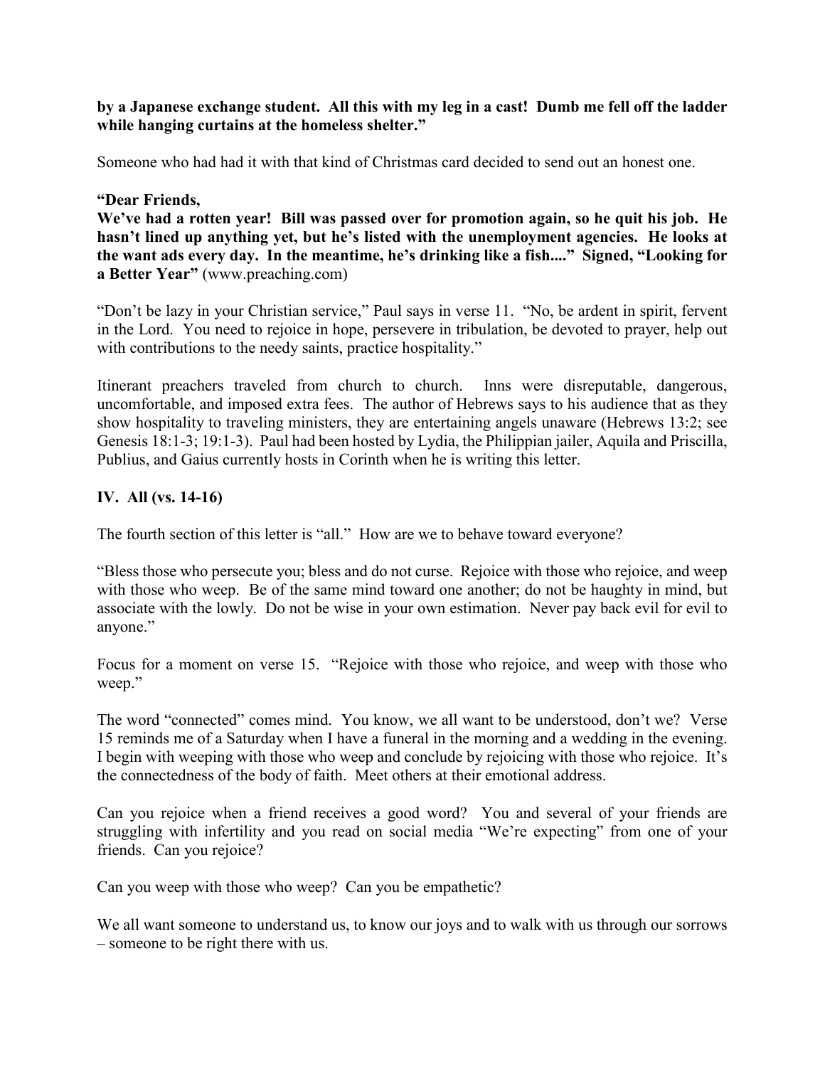**by a Japanese exchange student. All this with my leg in a cast! Dumb me fell off the ladder while hanging curtains at the homeless shelter."**

Someone who had had it with that kind of Christmas card decided to send out an honest one.

**"Dear Friends,**
**We've had a rotten year! Bill was passed over for promotion again, so he quit his job. He hasn't lined up anything yet, but he's listed with the unemployment agencies. He looks at the want ads every day. In the meantime, he's drinking like a fish...." Signed, "Looking for a Better Year"** (www.preaching.com)

"Don't be lazy in your Christian service," Paul says in verse 11. "No, be ardent in spirit, fervent in the Lord. You need to rejoice in hope, persevere in tribulation, be devoted to prayer, help out with contributions to the needy saints, practice hospitality."

Itinerant preachers traveled from church to church. Inns were disreputable, dangerous, uncomfortable, and imposed extra fees. The author of Hebrews says to his audience that as they show hospitality to traveling ministers, they are entertaining angels unaware (Hebrews 13:2; see Genesis 18:1-3; 19:1-3). Paul had been hosted by Lydia, the Philippian jailer, Aquila and Priscilla, Publius, and Gaius currently hosts in Corinth when he is writing this letter.

## IV. All (vs. 14-16)

The fourth section of this letter is "all." How are we to behave toward everyone?

"Bless those who persecute you; bless and do not curse. Rejoice with those who rejoice, and weep with those who weep. Be of the same mind toward one another; do not be haughty in mind, but associate with the lowly. Do not be wise in your own estimation. Never pay back evil for evil to anyone."

Focus for a moment on verse 15. "Rejoice with those who rejoice, and weep with those who weep."

The word "connected" comes mind. You know, we all want to be understood, don't we? Verse 15 reminds me of a Saturday when I have a funeral in the morning and a wedding in the evening. I begin with weeping with those who weep and conclude by rejoicing with those who rejoice. It's the connectedness of the body of faith. Meet others at their emotional address.

Can you rejoice when a friend receives a good word? You and several of your friends are struggling with infertility and you read on social media "We're expecting" from one of your friends. Can you rejoice?

Can you weep with those who weep? Can you be empathetic?

We all want someone to understand us, to know our joys and to walk with us through our sorrows – someone to be right there with us.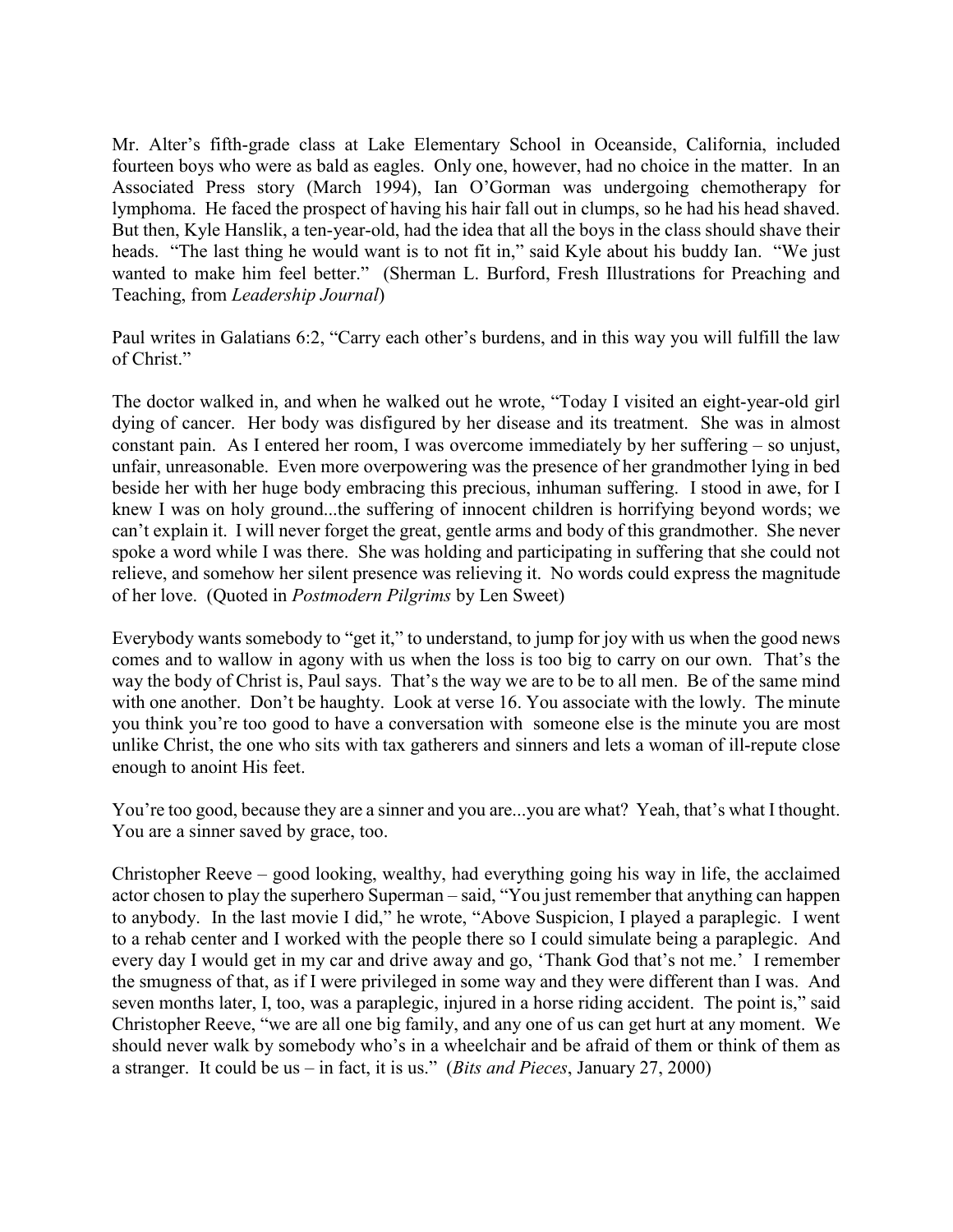Mr. Alter's fifth-grade class at Lake Elementary School in Oceanside, California, included fourteen boys who were as bald as eagles. Only one, however, had no choice in the matter. In an Associated Press story (March 1994), Ian O'Gorman was undergoing chemotherapy for lymphoma. He faced the prospect of having his hair fall out in clumps, so he had his head shaved. But then, Kyle Hanslik, a ten-year-old, had the idea that all the boys in the class should shave their heads. "The last thing he would want is to not fit in," said Kyle about his buddy Ian. "We just wanted to make him feel better." (Sherman L. Burford, Fresh Illustrations for Preaching and Teaching, from *Leadership Journal*)

Paul writes in Galatians 6:2, "Carry each other's burdens, and in this way you will fulfill the law of Christ."

The doctor walked in, and when he walked out he wrote, "Today I visited an eight-year-old girl dying of cancer. Her body was disfigured by her disease and its treatment. She was in almost constant pain. As I entered her room, I was overcome immediately by her suffering – so unjust, unfair, unreasonable. Even more overpowering was the presence of her grandmother lying in bed beside her with her huge body embracing this precious, inhuman suffering. I stood in awe, for I knew I was on holy ground...the suffering of innocent children is horrifying beyond words; we can't explain it. I will never forget the great, gentle arms and body of this grandmother. She never spoke a word while I was there. She was holding and participating in suffering that she could not relieve, and somehow her silent presence was relieving it. No words could express the magnitude of her love. (Quoted in *Postmodern Pilgrims* by Len Sweet)

Everybody wants somebody to "get it," to understand, to jump for joy with us when the good news comes and to wallow in agony with us when the loss is too big to carry on our own. That's the way the body of Christ is, Paul says. That's the way we are to be to all men. Be of the same mind with one another. Don't be haughty. Look at verse 16. You associate with the lowly. The minute you think you're too good to have a conversation with someone else is the minute you are most unlike Christ, the one who sits with tax gatherers and sinners and lets a woman of ill-repute close enough to anoint His feet.

You're too good, because they are a sinner and you are...you are what? Yeah, that's what I thought. You are a sinner saved by grace, too.

Christopher Reeve – good looking, wealthy, had everything going his way in life, the acclaimed actor chosen to play the superhero Superman – said, "You just remember that anything can happen to anybody. In the last movie I did," he wrote, "Above Suspicion, I played a paraplegic. I went to a rehab center and I worked with the people there so I could simulate being a paraplegic. And every day I would get in my car and drive away and go, 'Thank God that's not me.' I remember the smugness of that, as if I were privileged in some way and they were different than I was. And seven months later, I, too, was a paraplegic, injured in a horse riding accident. The point is," said Christopher Reeve, "we are all one big family, and any one of us can get hurt at any moment. We should never walk by somebody who's in a wheelchair and be afraid of them or think of them as a stranger. It could be us – in fact, it is us." (*Bits and Pieces*, January 27, 2000)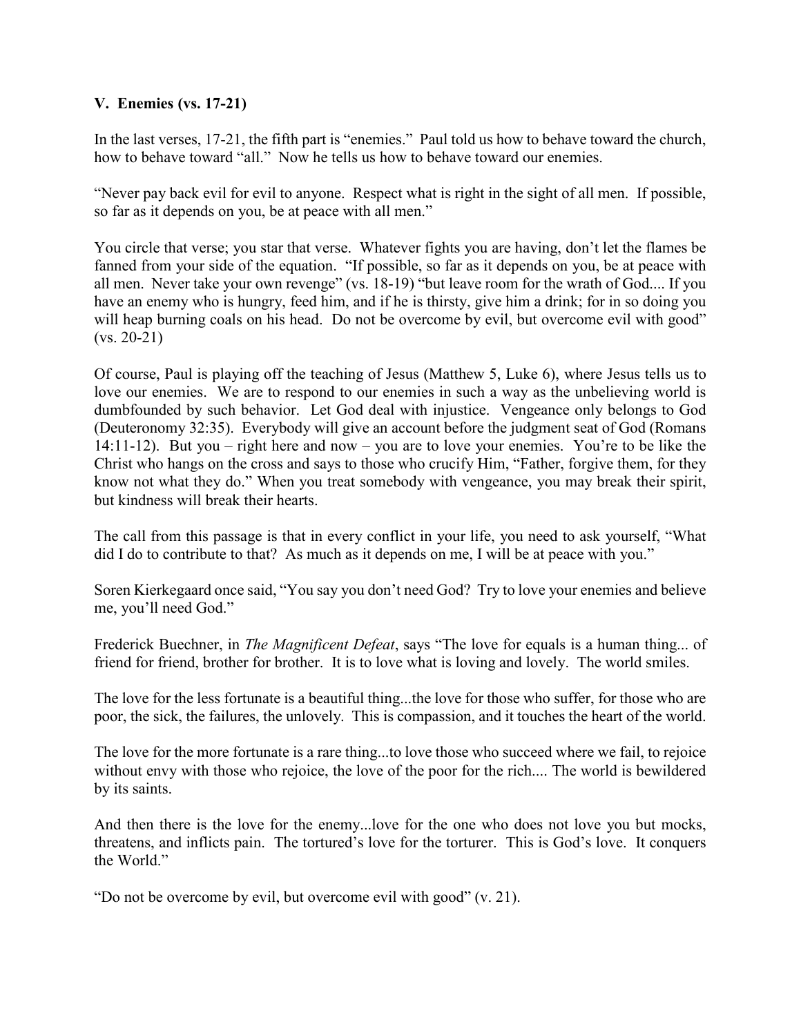### V. Enemies (vs. 17-21)

In the last verses, 17-21, the fifth part is "enemies." Paul told us how to behave toward the church, how to behave toward "all." Now he tells us how to behave toward our enemies.

"Never pay back evil for evil to anyone. Respect what is right in the sight of all men. If possible, so far as it depends on you, be at peace with all men."

You circle that verse; you star that verse. Whatever fights you are having, don't let the flames be fanned from your side of the equation. "If possible, so far as it depends on you, be at peace with all men. Never take your own revenge" (vs. 18-19) "but leave room for the wrath of God.... If you have an enemy who is hungry, feed him, and if he is thirsty, give him a drink; for in so doing you will heap burning coals on his head. Do not be overcome by evil, but overcome evil with good" (vs. 20-21)

Of course, Paul is playing off the teaching of Jesus (Matthew 5, Luke 6), where Jesus tells us to love our enemies. We are to respond to our enemies in such a way as the unbelieving world is dumbfounded by such behavior. Let God deal with injustice. Vengeance only belongs to God (Deuteronomy 32:35). Everybody will give an account before the judgment seat of God (Romans 14:11-12). But you – right here and now – you are to love your enemies. You're to be like the Christ who hangs on the cross and says to those who crucify Him, "Father, forgive them, for they know not what they do." When you treat somebody with vengeance, you may break their spirit, but kindness will break their hearts.

The call from this passage is that in every conflict in your life, you need to ask yourself, "What did I do to contribute to that? As much as it depends on me, I will be at peace with you."

Soren Kierkegaard once said, "You say you don't need God? Try to love your enemies and believe me, you'll need God."

Frederick Buechner, in *The Magnificent Defeat*, says "The love for equals is a human thing... of friend for friend, brother for brother. It is to love what is loving and lovely. The world smiles.

The love for the less fortunate is a beautiful thing...the love for those who suffer, for those who are poor, the sick, the failures, the unlovely. This is compassion, and it touches the heart of the world.

The love for the more fortunate is a rare thing...to love those who succeed where we fail, to rejoice without envy with those who rejoice, the love of the poor for the rich.... The world is bewildered by its saints.

And then there is the love for the enemy...love for the one who does not love you but mocks, threatens, and inflicts pain. The tortured's love for the torturer. This is God's love. It conquers the World."

"Do not be overcome by evil, but overcome evil with good" (v. 21).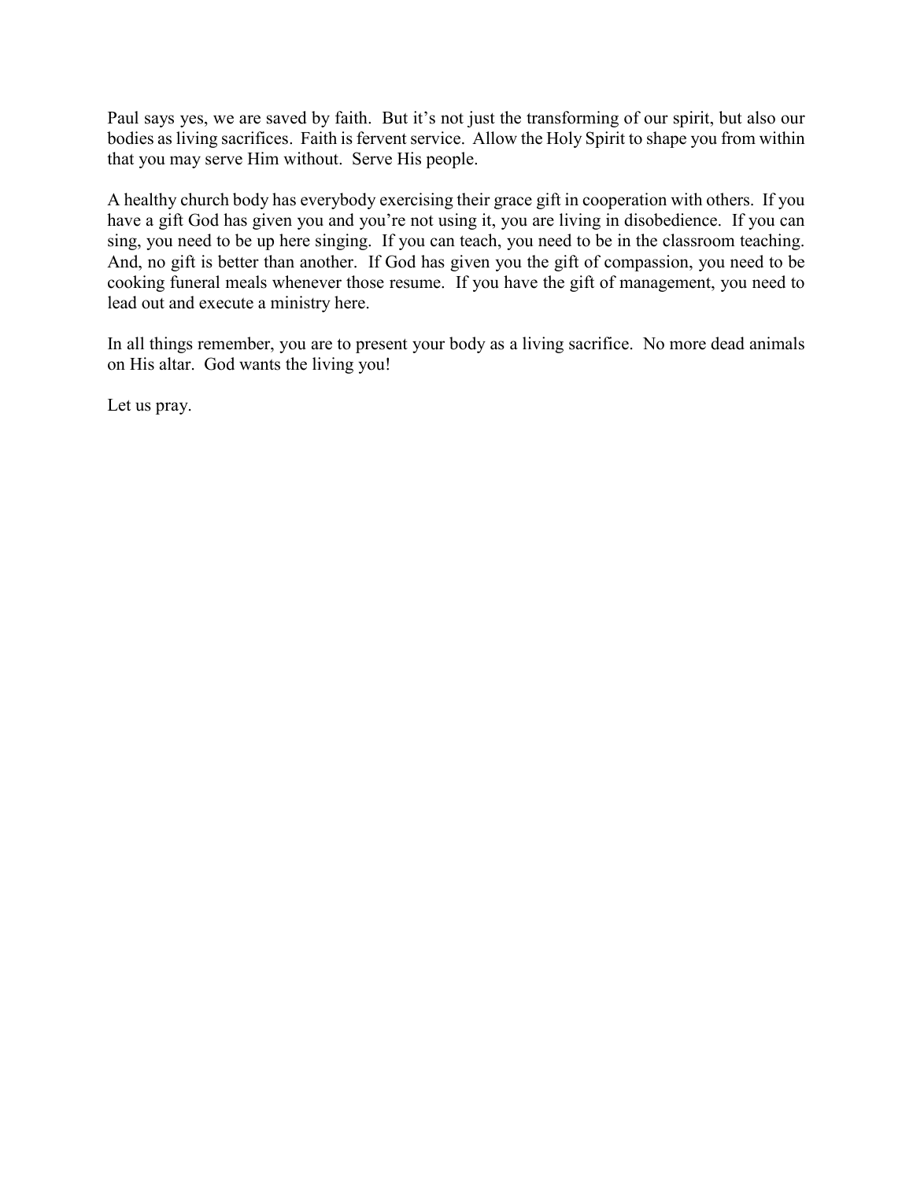Paul says yes, we are saved by faith. But it's not just the transforming of our spirit, but also our bodies as living sacrifices. Faith is fervent service. Allow the Holy Spirit to shape you from within that you may serve Him without. Serve His people.

A healthy church body has everybody exercising their grace gift in cooperation with others. If you have a gift God has given you and you're not using it, you are living in disobedience. If you can sing, you need to be up here singing. If you can teach, you need to be in the classroom teaching. And, no gift is better than another. If God has given you the gift of compassion, you need to be cooking funeral meals whenever those resume. If you have the gift of management, you need to lead out and execute a ministry here.

In all things remember, you are to present your body as a living sacrifice. No more dead animals on His altar. God wants the living you!

Let us pray.